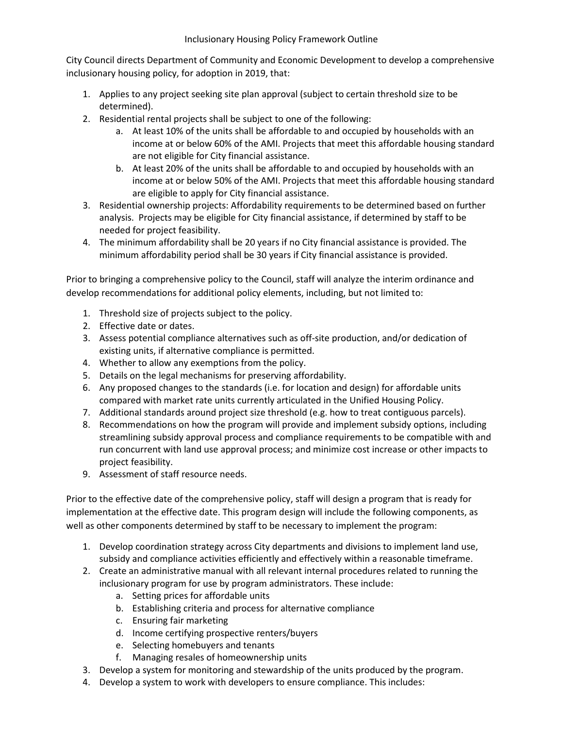# Inclusionary Housing Policy Framework Outline

City Council directs Department of Community and Economic Development to develop a comprehensive inclusionary housing policy, for adoption in 2019, that:

1. Applies to any project seeking site plan approval (subject to certain threshold size to be determined).
2. Residential rental projects shall be subject to one of the following:
   a. At least 10% of the units shall be affordable to and occupied by households with an income at or below 60% of the AMI. Projects that meet this affordable housing standard are not eligible for City financial assistance.
   b. At least 20% of the units shall be affordable to and occupied by households with an income at or below 50% of the AMI. Projects that meet this affordable housing standard are eligible to apply for City financial assistance.
3. Residential ownership projects: Affordability requirements to be determined based on further analysis. Projects may be eligible for City financial assistance, if determined by staff to be needed for project feasibility.
4. The minimum affordability shall be 20 years if no City financial assistance is provided. The minimum affordability period shall be 30 years if City financial assistance is provided.

Prior to bringing a comprehensive policy to the Council, staff will analyze the interim ordinance and develop recommendations for additional policy elements, including, but not limited to:

1. Threshold size of projects subject to the policy.
2. Effective date or dates.
3. Assess potential compliance alternatives such as off-site production, and/or dedication of existing units, if alternative compliance is permitted.
4. Whether to allow any exemptions from the policy.
5. Details on the legal mechanisms for preserving affordability.
6. Any proposed changes to the standards (i.e. for location and design) for affordable units compared with market rate units currently articulated in the Unified Housing Policy.
7. Additional standards around project size threshold (e.g. how to treat contiguous parcels).
8. Recommendations on how the program will provide and implement subsidy options, including streamlining subsidy approval process and compliance requirements to be compatible with and run concurrent with land use approval process; and minimize cost increase or other impacts to project feasibility.
9. Assessment of staff resource needs.

Prior to the effective date of the comprehensive policy, staff will design a program that is ready for implementation at the effective date. This program design will include the following components, as well as other components determined by staff to be necessary to implement the program:

1. Develop coordination strategy across City departments and divisions to implement land use, subsidy and compliance activities efficiently and effectively within a reasonable timeframe.
2. Create an administrative manual with all relevant internal procedures related to running the inclusionary program for use by program administrators. These include:
   a. Setting prices for affordable units
   b. Establishing criteria and process for alternative compliance
   c. Ensuring fair marketing
   d. Income certifying prospective renters/buyers
   e. Selecting homebuyers and tenants
   f. Managing resales of homeownership units
3. Develop a system for monitoring and stewardship of the units produced by the program.
4. Develop a system to work with developers to ensure compliance. This includes: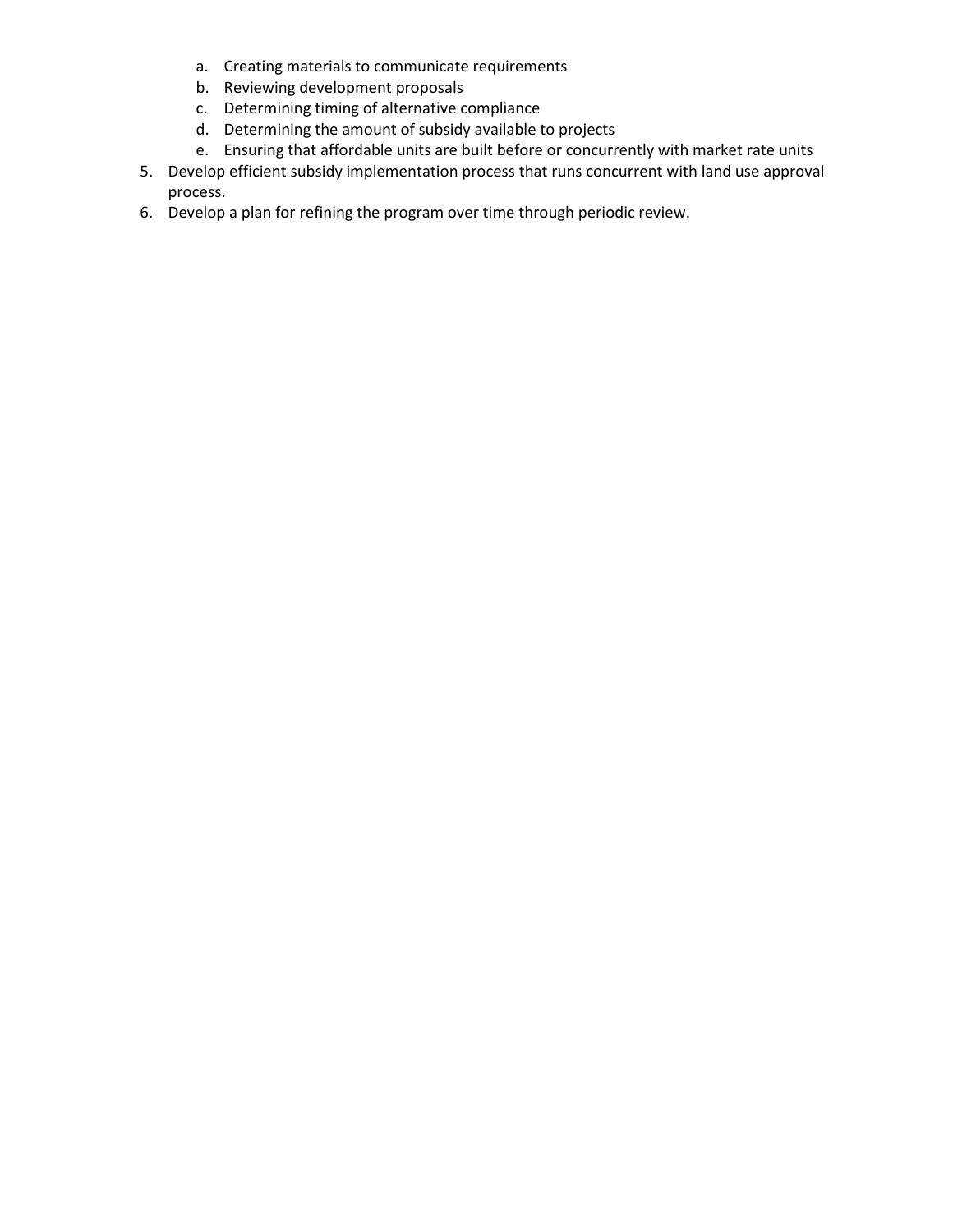a. Creating materials to communicate requirements
   b. Reviewing development proposals
   c. Determining timing of alternative compliance
   d. Determining the amount of subsidy available to projects
   e. Ensuring that affordable units are built before or concurrently with market rate units

5. Develop efficient subsidy implementation process that runs concurrent with land use approval process.
6. Develop a plan for refining the program over time through periodic review.